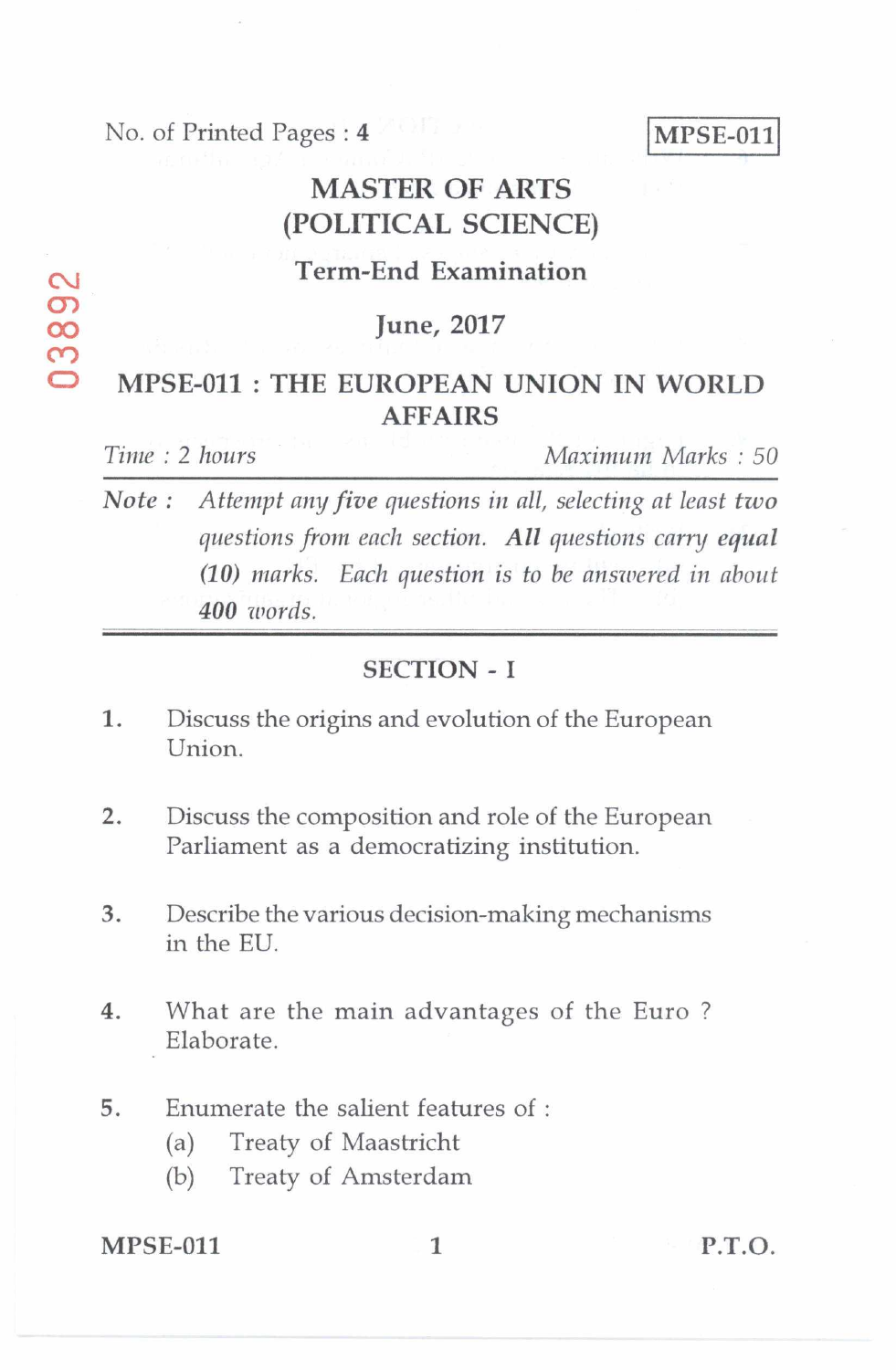No. of Printed Pages : 4

MPSE-011

# MASTER OF ARTS (POLITICAL SCIENCE)

## Term-End Examination

## June, 2017

## MPSE-011 : THE EUROPEAN UNION IN WORLD AFFAIRS

*Time : 2 hours* *Maximum Marks : 50*

**Note :** *Attempt any **five** questions in all, selecting at least **two** questions from each section. **All** questions carry **equal (10)** marks. Each question is to be answered in about **400** words.*

### SECTION - I

1. Discuss the origins and evolution of the European Union.

2. Discuss the composition and role of the European Parliament as a democratizing institution.

3. Describe the various decision-making mechanisms in the EU.

4. What are the main advantages of the Euro ? Elaborate.

5. Enumerate the salient features of :
   - (a) Treaty of Maastricht
   - (b) Treaty of Amsterdam

P.T.O.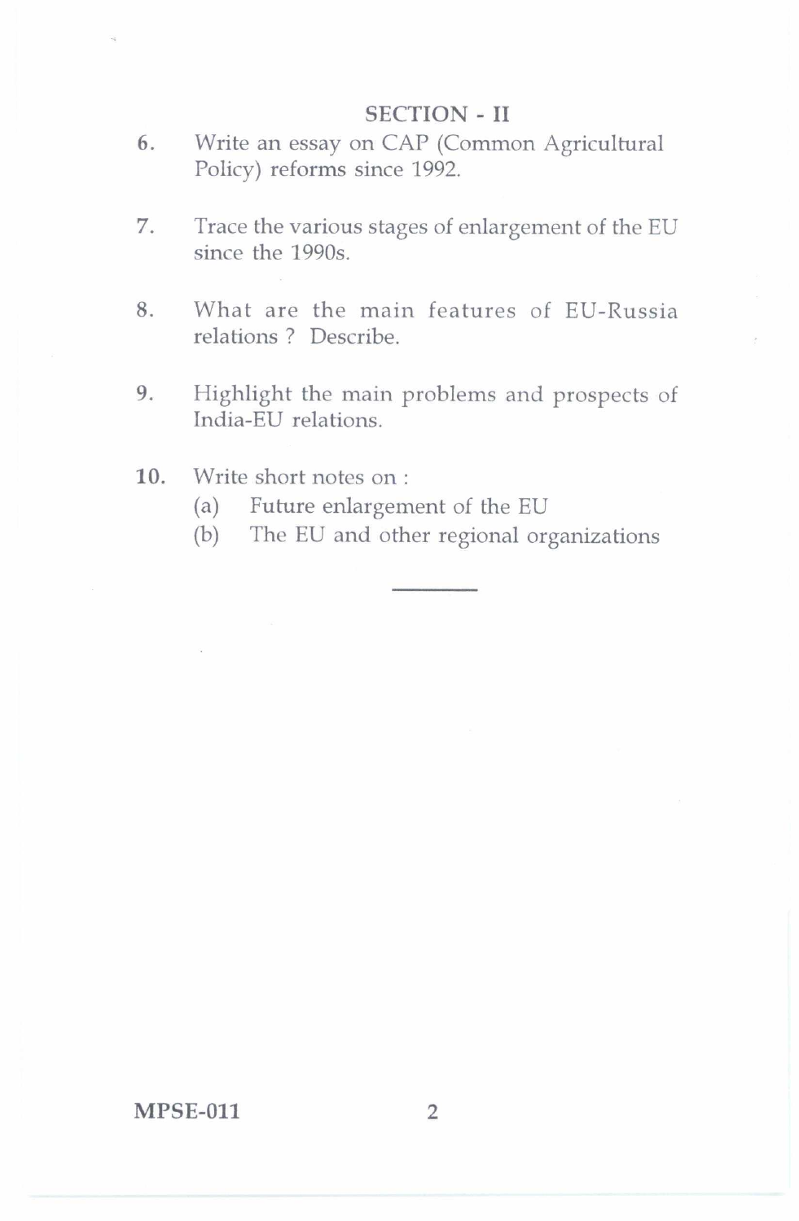## SECTION - II

6. Write an essay on CAP (Common Agricultural Policy) reforms since 1992.

7. Trace the various stages of enlargement of the EU since the 1990s.

8. What are the main features of EU-Russia relations ? Describe.

9. Highlight the main problems and prospects of India-EU relations.

10. Write short notes on :
    (a) Future enlargement of the EU
    (b) The EU and other regional organizations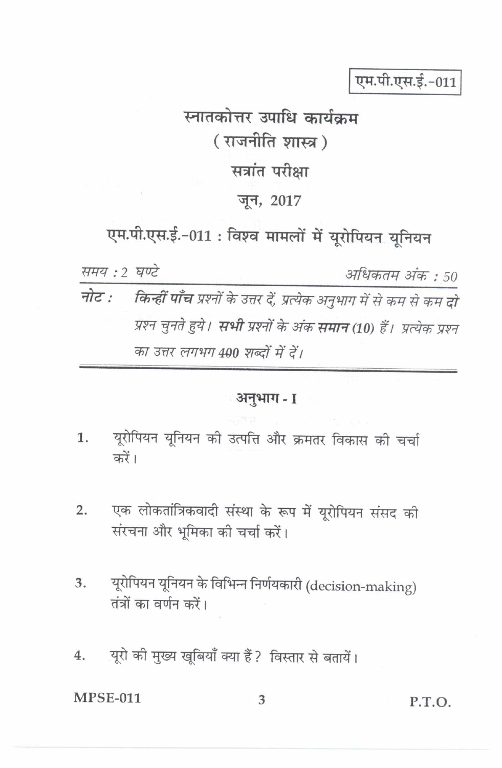एम.पी.एस.ई.-011

# स्नातकोत्तर उपाधि कार्यक्रम
## ( राजनीति शास्त्र )
## सत्रांत परीक्षा
## जून, 2017

## एम.पी.एस.ई.-011 : विश्व मामलों में यूरोपियन यूनियन

*समय : 2 घण्टे* | *अधिकतम अंक : 50*

***नोट :*** *किन्हीं पाँच प्रश्नों के उत्तर दें, प्रत्येक अनुभाग में से कम से कम **दो** प्रश्न चुनते हुये। **सभी** प्रश्नों के अंक **समान (10)** हैं। प्रत्येक प्रश्न का उत्तर लगभग 400 शब्दों में दें।*

---

### अनुभाग - I

1. यूरोपियन यूनियन की उत्पत्ति और क्रमतर विकास की चर्चा करें।

2. एक लोकतांत्रिकवादी संस्था के रूप में यूरोपियन संसद की संरचना और भूमिका की चर्चा करें।

3. यूरोपियन यूनियन के विभिन्न निर्णयकारी (decision-making) तंत्रों का वर्णन करें।

4. यूरो की मुख्य खूबियाँ क्या हैं? विस्तार से बतायें।

P.T.O.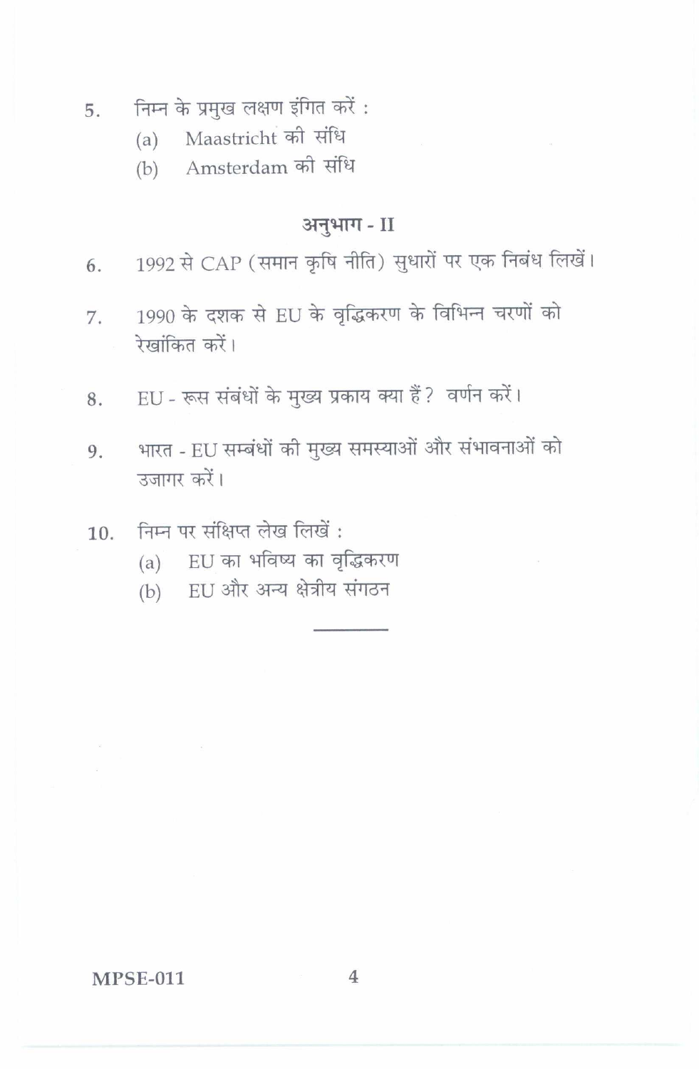5. निम्न के प्रमुख लक्षण इंगित करें :
   (a) Maastricht की संधि
   (b) Amsterdam की संधि

## अनुभाग - II

6. 1992 से CAP (समान कृषि नीति) सुधारों पर एक निबंध लिखें।

7. 1990 के दशक से EU के वृद्धिकरण के विभिन्न चरणों को रेखांकित करें।

8. EU - रूस संबंधों के मुख्य प्रकाय क्या हैं? वर्णन करें।

9. भारत - EU सम्बंधों की मुख्य समस्याओं और संभावनाओं को उजागर करें।

10. निम्न पर संक्षिप्त लेख लिखें :
    (a) EU का भविष्य का वृद्धिकरण
    (b) EU और अन्य क्षेत्रीय संगठन